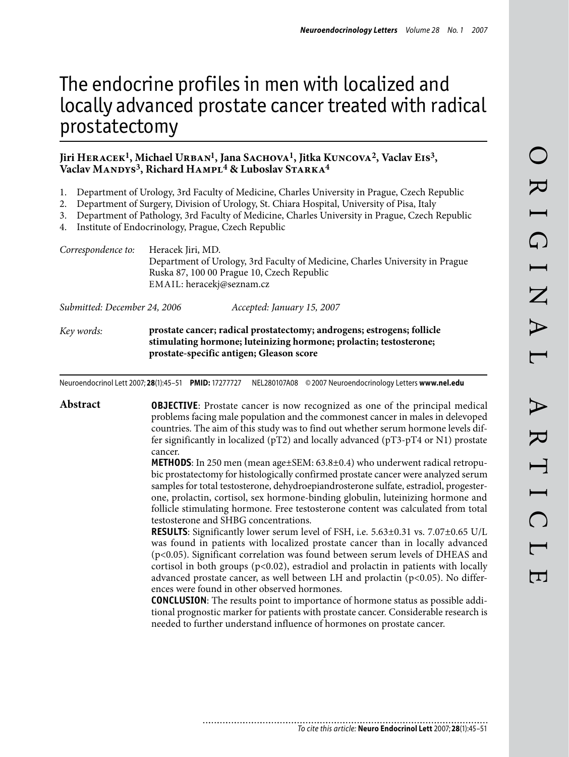# The endocrine profiles in men with localized and locally advanced prostate cancer treated with radical prostatectomy

**Jiri Heracek[1], Michael Urban[1], Jana Sachova[1], Jitka Kuncova[2], Vaclav Eis[3], Vaclav Mandys[3], Richard Hampl[4] & Luboslav Starka[4]**

1. Department of Urology, 3rd Faculty of Medicine, Charles University in Prague, Czech Republic
2. Department of Surgery, Division of Urology, St. Chiara Hospital, University of Pisa, Italy
3. Department of Pathology, 3rd Faculty of Medicine, Charles University in Prague, Czech Republic
4. Institute of Endocrinology, Prague, Czech Republic

*Correspondence to:* Heracek Jiri, MD.
Department of Urology, 3rd Faculty of Medicine, Charles University in Prague
Ruska 87, 100 00 Prague 10, Czech Republic
EMAIL: heracekj@seznam.cz

*Submitted: December 24, 2006* *Accepted: January 15, 2007*

*Key words:* **prostate cancer; radical prostatectomy; androgens; estrogens; follicle stimulating hormone; luteinizing hormone; prolactin; testosterone; prostate-specific antigen; Gleason score**

Neuroendocrinol Lett 2007; **28**(1):45–51 **PMID:** 17277727 NEL280107A08 © 2007 Neuroendocrinology Letters **www.nel.edu**

## Abstract

**OBJECTIVE**: Prostate cancer is now recognized as one of the principal medical problems facing male population and the commonest cancer in males in delevoped countries. The aim of this study was to find out whether serum hormone levels differ significantly in localized (pT2) and locally advanced (pT3-pT4 or N1) prostate cancer.

**METHODS**: In 250 men (mean age±SEM: 63.8±0.4) who underwent radical retropubic prostatectomy for histologically confirmed prostate cancer were analyzed serum samples for total testosterone, dehydroepiandrosterone sulfate, estradiol, progesterone, prolactin, cortisol, sex hormone-binding globulin, luteinizing hormone and follicle stimulating hormone. Free testosterone content was calculated from total testosterone and SHBG concentrations.

**RESULTS**: Significantly lower serum level of FSH, i.e. 5.63±0.31 vs. 7.07±0.65 U/L was found in patients with localized prostate cancer than in locally advanced ($p<0.05$). Significant correlation was found between serum levels of DHEAS and cortisol in both groups ($p<0.02$), estradiol and prolactin in patients with locally advanced prostate cancer, as well between LH and prolactin ($p<0.05$). No differences were found in other observed hormones.

**CONCLUSION**: The results point to importance of hormone status as possible additional prognostic marker for patients with prostate cancer. Considerable research is needed to further understand influence of hormones on prostate cancer.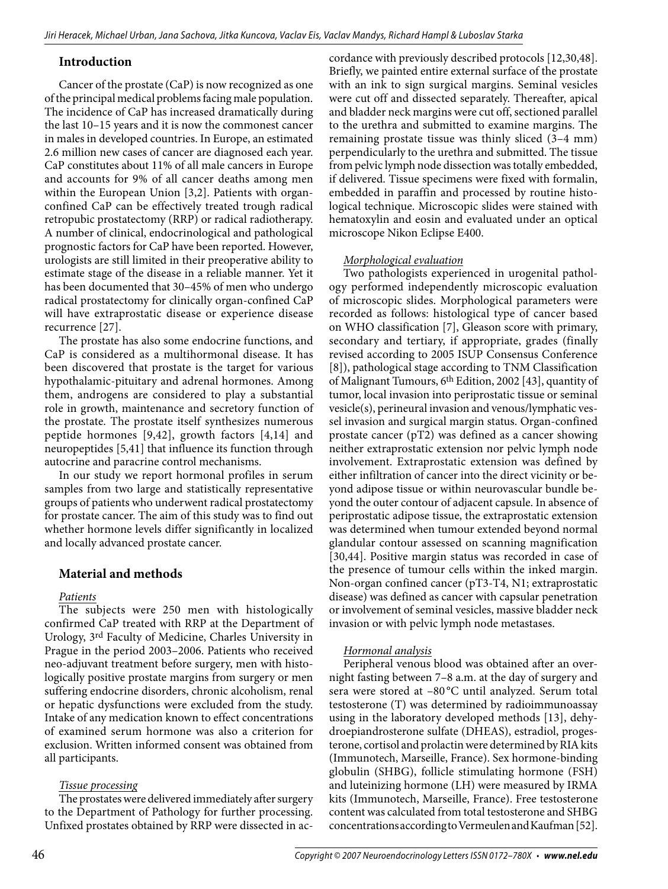## Introduction

Cancer of the prostate (CaP) is now recognized as one of the principal medical problems facing male population. The incidence of CaP has increased dramatically during the last 10–15 years and it is now the commonest cancer in males in developed countries. In Europe, an estimated 2.6 million new cases of cancer are diagnosed each year. CaP constitutes about 11% of all male cancers in Europe and accounts for 9% of all cancer deaths among men within the European Union [3,2]. Patients with organ-confined CaP can be effectively treated trough radical retropubic prostatectomy (RRP) or radical radiotherapy. A number of clinical, endocrinological and pathological prognostic factors for CaP have been reported. However, urologists are still limited in their preoperative ability to estimate stage of the disease in a reliable manner. Yet it has been documented that 30–45% of men who undergo radical prostatectomy for clinically organ-confined CaP will have extraprostatic disease or experience disease recurrence [27].

The prostate has also some endocrine functions, and CaP is considered as a multihormonal disease. It has been discovered that prostate is the target for various hypothalamic-pituitary and adrenal hormones. Among them, androgens are considered to play a substantial role in growth, maintenance and secretory function of the prostate. The prostate itself synthesizes numerous peptide hormones [9,42], growth factors [4,14] and neuropeptides [5,41] that influence its function through autocrine and paracrine control mechanisms.

In our study we report hormonal profiles in serum samples from two large and statistically representative groups of patients who underwent radical prostatectomy for prostate cancer. The aim of this study was to find out whether hormone levels differ significantly in localized and locally advanced prostate cancer.

## Material and methods

*Patients*

The subjects were 250 men with histologically confirmed CaP treated with RRP at the Department of Urology, 3rd Faculty of Medicine, Charles University in Prague in the period 2003–2006. Patients who received neo-adjuvant treatment before surgery, men with histologically positive prostate margins from surgery or men suffering endocrine disorders, chronic alcoholism, renal or hepatic dysfunctions were excluded from the study. Intake of any medication known to effect concentrations of examined serum hormone was also a criterion for exclusion. Written informed consent was obtained from all participants.

*Tissue processing*

The prostates were delivered immediately after surgery to the Department of Pathology for further processing. Unfixed prostates obtained by RRP were dissected in accordance with previously described protocols [12,30,48]. Briefly, we painted entire external surface of the prostate with an ink to sign surgical margins. Seminal vesicles were cut off and dissected separately. Thereafter, apical and bladder neck margins were cut off, sectioned parallel to the urethra and submitted to examine margins. The remaining prostate tissue was thinly sliced (3–4 mm) perpendicularly to the urethra and submitted. The tissue from pelvic lymph node dissection was totally embedded, if delivered. Tissue specimens were fixed with formalin, embedded in paraffin and processed by routine histological technique. Microscopic slides were stained with hematoxylin and eosin and evaluated under an optical microscope Nikon Eclipse E400.

*Morphological evaluation*

Two pathologists experienced in urogenital pathology performed independently microscopic evaluation of microscopic slides. Morphological parameters were recorded as follows: histological type of cancer based on WHO classification [7], Gleason score with primary, secondary and tertiary, if appropriate, grades (finally revised according to 2005 ISUP Consensus Conference [8]), pathological stage according to TNM Classification of Malignant Tumours, 6th Edition, 2002 [43], quantity of tumor, local invasion into periprostatic tissue or seminal vesicle(s), perineural invasion and venous/lymphatic vessel invasion and surgical margin status. Organ-confined prostate cancer (pT2) was defined as a cancer showing neither extraprostatic extension nor pelvic lymph node involvement. Extraprostatic extension was defined by either infiltration of cancer into the direct vicinity or beyond adipose tissue or within neurovascular bundle beyond the outer contour of adjacent capsule. In absence of periprostatic adipose tissue, the extraprostatic extension was determined when tumour extended beyond normal glandular contour assessed on scanning magnification [30,44]. Positive margin status was recorded in case of the presence of tumour cells within the inked margin. Non-organ confined cancer (pT3-T4, N1; extraprostatic disease) was defined as cancer with capsular penetration or involvement of seminal vesicles, massive bladder neck invasion or with pelvic lymph node metastases.

*Hormonal analysis*

Peripheral venous blood was obtained after an overnight fasting between 7–8 a.m. at the day of surgery and sera were stored at −80 °C until analyzed. Serum total testosterone (T) was determined by radioimmunoassay using in the laboratory developed methods [13], dehydroepiandrosterone sulfate (DHEAS), estradiol, progesterone, cortisol and prolactin were determined by RIA kits (Immunotech, Marseille, France). Sex hormone-binding globulin (SHBG), follicle stimulating hormone (FSH) and luteinizing hormone (LH) were measured by IRMA kits (Immunotech, Marseille, France). Free testosterone content was calculated from total testosterone and SHBG concentrations according to Vermeulen and Kaufman [52].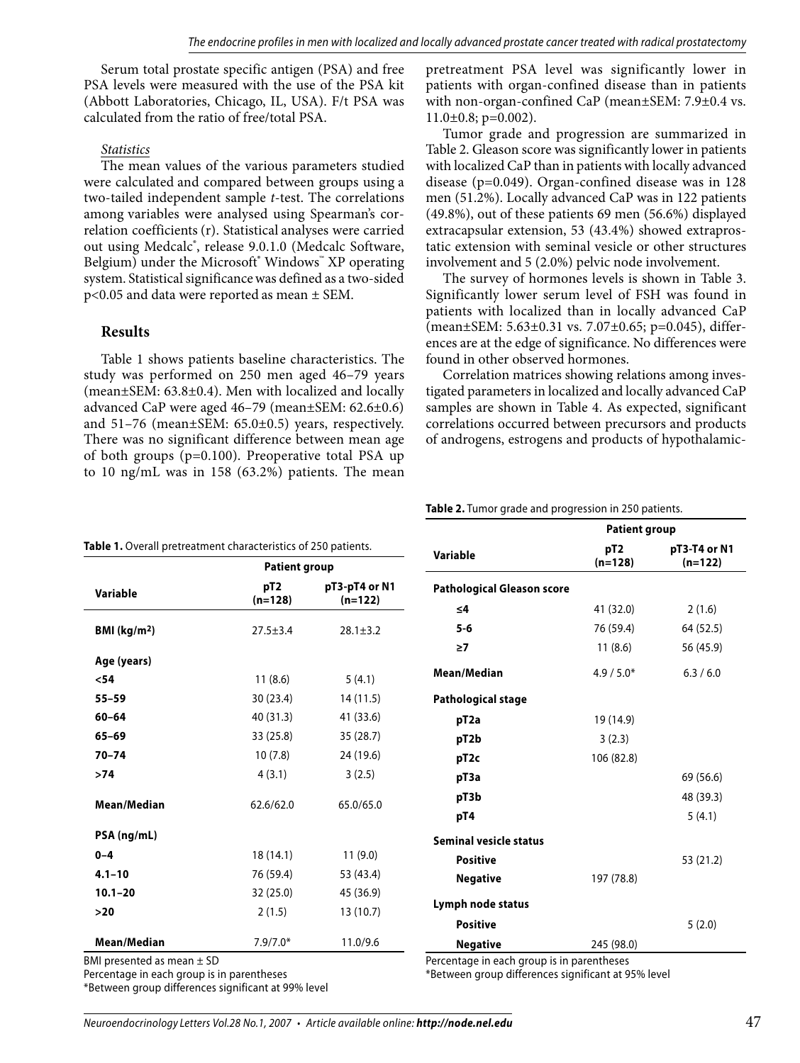Serum total prostate specific antigen (PSA) and free PSA levels were measured with the use of the PSA kit (Abbott Laboratories, Chicago, IL, USA). F/t PSA was calculated from the ratio of free/total PSA.

*Statistics*

The mean values of the various parameters studied were calculated and compared between groups using a two-tailed independent sample *t*-test. The correlations among variables were analysed using Spearman's correlation coefficients (r). Statistical analyses were carried out using Medcalc®, release 9.0.1.0 (Medcalc Software, Belgium) under the Microsoft® Windows™ XP operating system. Statistical significance was defined as a two-sided p<0.05 and data were reported as mean ± SEM.

## Results

Table 1 shows patients baseline characteristics. The study was performed on 250 men aged 46–79 years (mean±SEM: 63.8±0.4). Men with localized and locally advanced CaP were aged 46–79 (mean±SEM: 62.6±0.6) and 51–76 (mean±SEM: 65.0±0.5) years, respectively. There was no significant difference between mean age of both groups (p=0.100). Preoperative total PSA up to 10 ng/mL was in 158 (63.2%) patients. The mean pretreatment PSA level was significantly lower in patients with organ-confined disease than in patients with non-organ-confined CaP (mean±SEM: 7.9±0.4 vs. 11.0±0.8; p=0.002).

Tumor grade and progression are summarized in Table 2. Gleason score was significantly lower in patients with localized CaP than in patients with locally advanced disease (p=0.049). Organ-confined disease was in 128 men (51.2%). Locally advanced CaP was in 122 patients (49.8%), out of these patients 69 men (56.6%) displayed extracapsular extension, 53 (43.4%) showed extraprostatic extension with seminal vesicle or other structures involvement and 5 (2.0%) pelvic node involvement.

The survey of hormones levels is shown in Table 3. Significantly lower serum level of FSH was found in patients with localized than in locally advanced CaP (mean±SEM: 5.63±0.31 vs. 7.07±0.65; p=0.045), differences are at the edge of significance. No differences were found in other observed hormones.

Correlation matrices showing relations among investigated parameters in localized and locally advanced CaP samples are shown in Table 4. As expected, significant correlations occurred between precursors and products of androgens, estrogens and products of hypothalamic-

**Table 1.** Overall pretreatment characteristics of 250 patients.

| Variable | Patient group | |
|---|---|---|
| | **pT2 (n=128)** | **pT3-pT4 or N1 (n=122)** |
| **BMI (kg/m²)** | 27.5±3.4 | 28.1±3.2 |
| **Age (years)** | | |
| **<54** | 11 (8.6) | 5 (4.1) |
| **55–59** | 30 (23.4) | 14 (11.5) |
| **60–64** | 40 (31.3) | 41 (33.6) |
| **65–69** | 33 (25.8) | 35 (28.7) |
| **70–74** | 10 (7.8) | 24 (19.6) |
| **>74** | 4 (3.1) | 3 (2.5) |
| **Mean/Median** | 62.6/62.0 | 65.0/65.0 |
| **PSA (ng/mL)** | | |
| **0–4** | 18 (14.1) | 11 (9.0) |
| **4.1–10** | 76 (59.4) | 53 (43.4) |
| **10.1–20** | 32 (25.0) | 45 (36.9) |
| **>20** | 2 (1.5) | 13 (10.7) |
| **Mean/Median** | 7.9/7.0* | 11.0/9.6 |

BMI presented as mean ± SD
Percentage in each group is in parentheses
*Between group differences significant at 99% level

**Table 2.** Tumor grade and progression in 250 patients.

| Variable | Patient group | |
|---|---|---|
| | **pT2 (n=128)** | **pT3-T4 or N1 (n=122)** |
| **Pathological Gleason score** | | |
| **≤4** | 41 (32.0) | 2 (1.6) |
| **5-6** | 76 (59.4) | 64 (52.5) |
| **≥7** | 11 (8.6) | 56 (45.9) |
| **Mean/Median** | 4.9 / 5.0* | 6.3 / 6.0 |
| **Pathological stage** | | |
| **pT2a** | 19 (14.9) | |
| **pT2b** | 3 (2.3) | |
| **pT2c** | 106 (82.8) | |
| **pT3a** | | 69 (56.6) |
| **pT3b** | | 48 (39.3) |
| **pT4** | | 5 (4.1) |
| **Seminal vesicle status** | | |
| **Positive** | | 53 (21.2) |
| **Negative** | 197 (78.8) | |
| **Lymph node status** | | |
| **Positive** | | 5 (2.0) |
| **Negative** | 245 (98.0) | |

Percentage in each group is in parentheses
*Between group differences significant at 95% level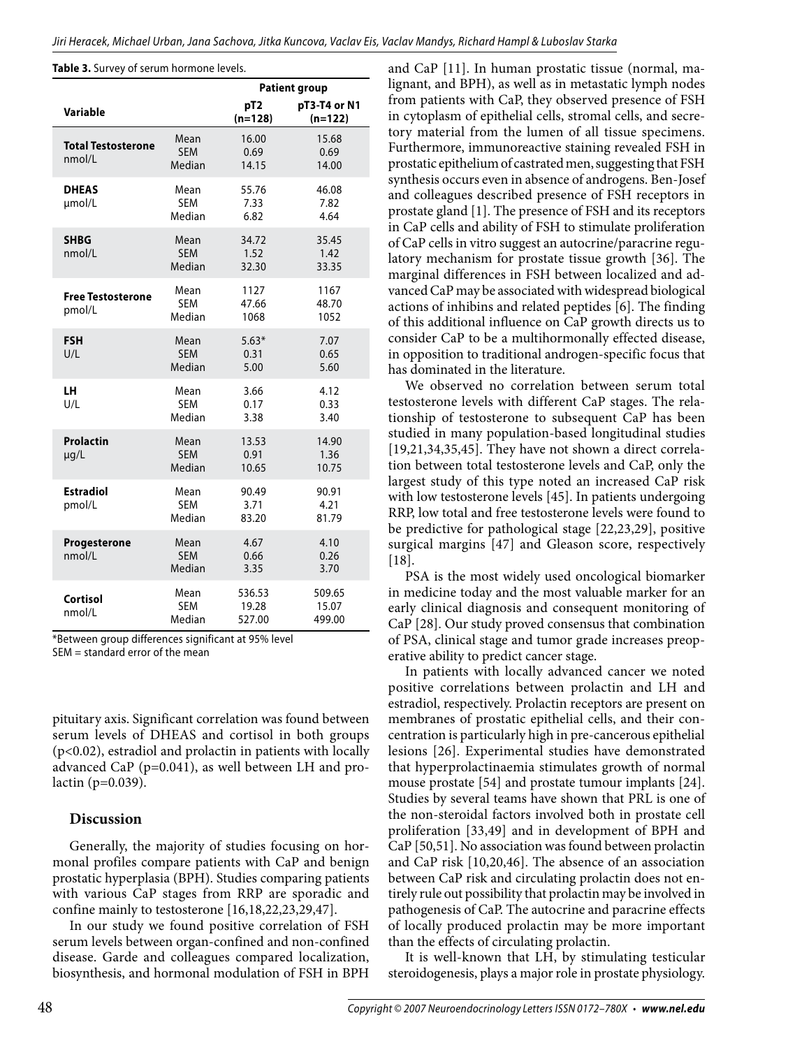**Table 3.** Survey of serum hormone levels.

| Variable | | Patient group | |
|---|---|---|---|
| | | pT2 (n=128) | pT3-T4 or N1 (n=122) |
| **Total Testosterone** nmol/L | Mean | 16.00 | 15.68 |
| | SEM | 0.69 | 0.69 |
| | Median | 14.15 | 14.00 |
| **DHEAS** μmol/L | Mean | 55.76 | 46.08 |
| | SEM | 7.33 | 7.82 |
| | Median | 6.82 | 4.64 |
| **SHBG** nmol/L | Mean | 34.72 | 35.45 |
| | SEM | 1.52 | 1.42 |
| | Median | 32.30 | 33.35 |
| **Free Testosterone** pmol/L | Mean | 1127 | 1167 |
| | SEM | 47.66 | 48.70 |
| | Median | 1068 | 1052 |
| **FSH** U/L | Mean | 5.63* | 7.07 |
| | SEM | 0.31 | 0.65 |
| | Median | 5.00 | 5.60 |
| **LH** U/L | Mean | 3.66 | 4.12 |
| | SEM | 0.17 | 0.33 |
| | Median | 3.38 | 3.40 |
| **Prolactin** μg/L | Mean | 13.53 | 14.90 |
| | SEM | 0.91 | 1.36 |
| | Median | 10.65 | 10.75 |
| **Estradiol** pmol/L | Mean | 90.49 | 90.91 |
| | SEM | 3.71 | 4.21 |
| | Median | 83.20 | 81.79 |
| **Progesterone** nmol/L | Mean | 4.67 | 4.10 |
| | SEM | 0.66 | 0.26 |
| | Median | 3.35 | 3.70 |
| **Cortisol** nmol/L | Mean | 536.53 | 509.65 |
| | SEM | 19.28 | 15.07 |
| | Median | 527.00 | 499.00 |

*Between group differences significant at 95% level
SEM = standard error of the mean

pituitary axis. Significant correlation was found between serum levels of DHEAS and cortisol in both groups ($p<0.02$), estradiol and prolactin in patients with locally advanced CaP ($p=0.041$), as well between LH and prolactin ($p=0.039$).

## Discussion

Generally, the majority of studies focusing on hormonal profiles compare patients with CaP and benign prostatic hyperplasia (BPH). Studies comparing patients with various CaP stages from RRP are sporadic and confine mainly to testosterone [16,18,22,23,29,47].

In our study we found positive correlation of FSH serum levels between organ-confined and non-confined disease. Garde and colleagues compared localization, biosynthesis, and hormonal modulation of FSH in BPH and CaP [11]. In human prostatic tissue (normal, malignant, and BPH), as well as in metastatic lymph nodes from patients with CaP, they observed presence of FSH in cytoplasm of epithelial cells, stromal cells, and secretory material from the lumen of all tissue specimens. Furthermore, immunoreactive staining revealed FSH in prostatic epithelium of castrated men, suggesting that FSH synthesis occurs even in absence of androgens. Ben-Josef and colleagues described presence of FSH receptors in prostate gland [1]. The presence of FSH and its receptors in CaP cells and ability of FSH to stimulate proliferation of CaP cells in vitro suggest an autocrine/paracrine regulatory mechanism for prostate tissue growth [36]. The marginal differences in FSH between localized and advanced CaP may be associated with widespread biological actions of inhibins and related peptides [6]. The finding of this additional influence on CaP growth directs us to consider CaP to be a multihormonally effected disease, in opposition to traditional androgen-specific focus that has dominated in the literature.

We observed no correlation between serum total testosterone levels with different CaP stages. The relationship of testosterone to subsequent CaP has been studied in many population-based longitudinal studies [19,21,34,35,45]. They have not shown a direct correlation between total testosterone levels and CaP, only the largest study of this type noted an increased CaP risk with low testosterone levels [45]. In patients undergoing RRP, low total and free testosterone levels were found to be predictive for pathological stage [22,23,29], positive surgical margins [47] and Gleason score, respectively [18].

PSA is the most widely used oncological biomarker in medicine today and the most valuable marker for an early clinical diagnosis and consequent monitoring of CaP [28]. Our study proved consensus that combination of PSA, clinical stage and tumor grade increases preoperative ability to predict cancer stage.

In patients with locally advanced cancer we noted positive correlations between prolactin and LH and estradiol, respectively. Prolactin receptors are present on membranes of prostatic epithelial cells, and their concentration is particularly high in pre-cancerous epithelial lesions [26]. Experimental studies have demonstrated that hyperprolactinaemia stimulates growth of normal mouse prostate [54] and prostate tumour implants [24]. Studies by several teams have shown that PRL is one of the non-steroidal factors involved both in prostate cell proliferation [33,49] and in development of BPH and CaP [50,51]. No association was found between prolactin and CaP risk [10,20,46]. The absence of an association between CaP risk and circulating prolactin does not entirely rule out possibility that prolactin may be involved in pathogenesis of CaP. The autocrine and paracrine effects of locally produced prolactin may be more important than the effects of circulating prolactin.

It is well-known that LH, by stimulating testicular steroidogenesis, plays a major role in prostate physiology.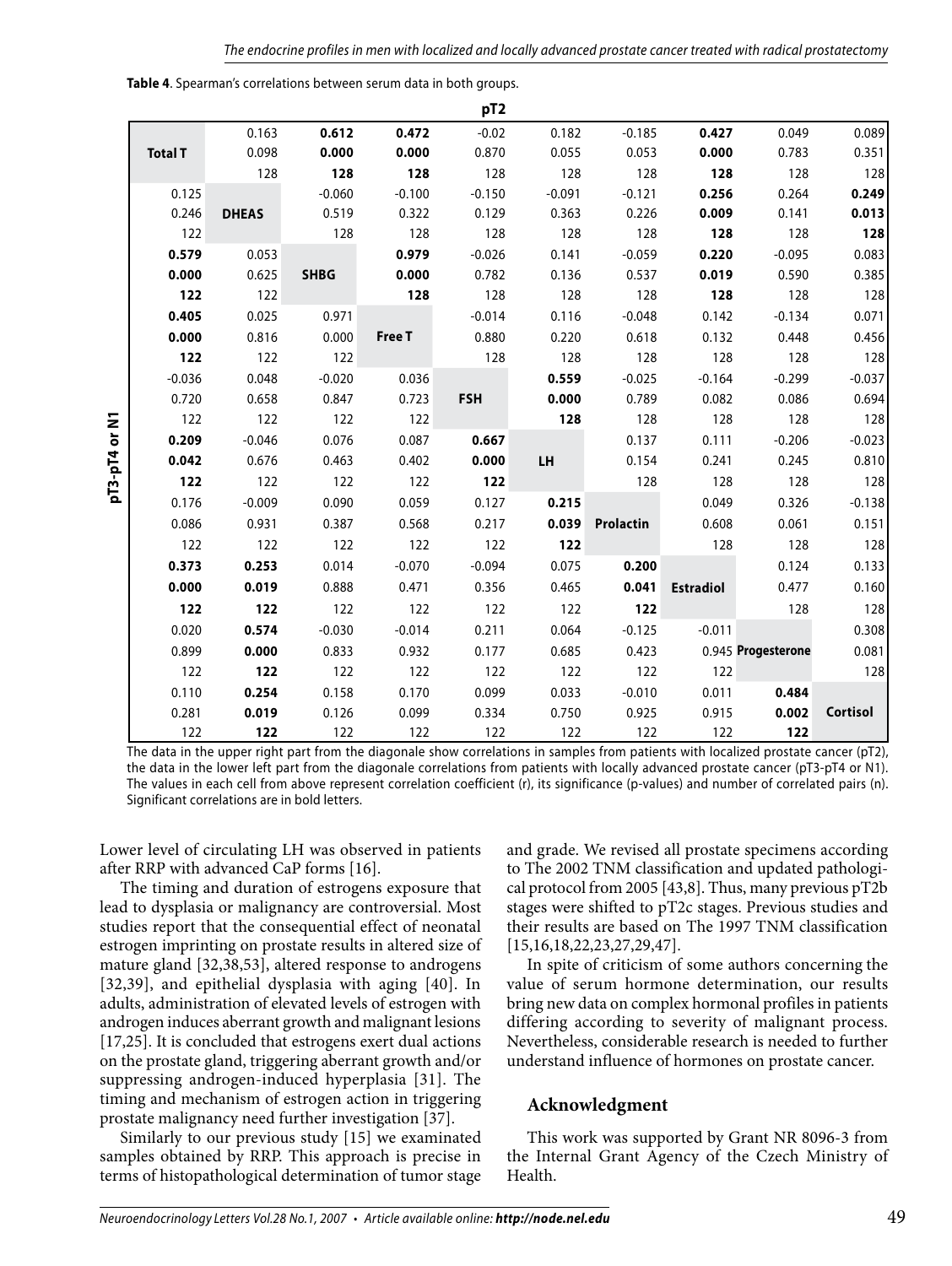**Table 4**. Spearman's correlations between serum data in both groups.

| pT3-pT4 or N1 \ pT2 | Total T | DHEAS | SHBG | Free T | FSH | LH | Prolactin | Estradiol | Progesterone | Cortisol |
|---|---|---|---|---|---|---|---|---|---|---|
| **Total T** | | 0.163<br>0.098<br>128 | **0.612**<br>**0.000**<br>**128** | **0.472**<br>**0.000**<br>**128** | -0.02<br>0.870<br>128 | 0.182<br>0.055<br>128 | -0.185<br>0.053<br>128 | **0.427**<br>**0.000**<br>**128** | 0.049<br>0.783<br>128 | 0.089<br>0.351<br>128 |
| **DHEAS** | 0.125<br>0.246<br>122 | | -0.060<br>0.519<br>128 | -0.100<br>0.322<br>128 | -0.150<br>0.129<br>128 | -0.091<br>0.363<br>128 | -0.121<br>0.226<br>128 | **0.256**<br>**0.009**<br>**128** | 0.264<br>0.141<br>128 | **0.249**<br>**0.013**<br>**128** |
| **SHBG** | **0.579**<br>**0.000**<br>**122** | 0.053<br>0.625<br>122 | | **0.979**<br>**0.000**<br>**128** | -0.026<br>0.782<br>128 | 0.141<br>0.136<br>128 | -0.059<br>0.537<br>128 | **0.220**<br>**0.019**<br>**128** | -0.095<br>0.590<br>128 | 0.083<br>0.385<br>128 |
| **Free T** | **0.405**<br>**0.000**<br>**122** | 0.025<br>0.816<br>122 | 0.971<br>0.000<br>122 | | -0.014<br>0.880<br>128 | 0.116<br>0.220<br>128 | -0.048<br>0.618<br>128 | 0.142<br>0.132<br>128 | -0.134<br>0.448<br>128 | 0.071<br>0.456<br>128 |
| **FSH** | -0.036<br>0.720<br>122 | 0.048<br>0.658<br>122 | -0.020<br>0.847<br>122 | 0.036<br>0.723<br>122 | | **0.559**<br>**0.000**<br>**128** | -0.025<br>0.789<br>128 | -0.164<br>0.082<br>128 | -0.299<br>0.086<br>128 | -0.037<br>0.694<br>128 |
| **LH** | **0.209**<br>**0.042**<br>**122** | -0.046<br>0.676<br>122 | 0.076<br>0.463<br>122 | 0.087<br>0.402<br>122 | **0.667**<br>**0.000**<br>**122** | | 0.137<br>0.154<br>128 | 0.111<br>0.241<br>128 | -0.206<br>0.245<br>128 | -0.023<br>0.810<br>128 |
| **Prolactin** | 0.176<br>0.086<br>122 | -0.009<br>0.931<br>122 | 0.090<br>0.387<br>122 | 0.059<br>0.568<br>122 | 0.127<br>0.217<br>122 | **0.215**<br>**0.039**<br>**122** | | 0.049<br>0.608<br>128 | 0.326<br>0.061<br>128 | -0.138<br>0.151<br>128 |
| **Estradiol** | **0.373**<br>**0.000**<br>**122** | **0.253**<br>**0.019**<br>**122** | 0.014<br>0.888<br>122 | -0.070<br>0.471<br>122 | -0.094<br>0.356<br>122 | 0.075<br>0.465<br>122 | **0.200**<br>**0.041**<br>**122** | | 0.124<br>0.477<br>128 | 0.133<br>0.160<br>128 |
| **Progesterone** | 0.020<br>0.899<br>122 | **0.574**<br>**0.000**<br>**122** | -0.030<br>0.833<br>122 | -0.014<br>0.932<br>122 | 0.211<br>0.177<br>122 | 0.064<br>0.685<br>122 | -0.125<br>0.423<br>122 | -0.011<br>0.945<br>122 | | 0.308<br>0.081<br>128 |
| **Cortisol** | 0.110<br>0.281<br>122 | **0.254**<br>**0.019**<br>**122** | 0.158<br>0.126<br>122 | 0.170<br>0.099<br>122 | 0.099<br>0.334<br>122 | 0.033<br>0.750<br>122 | -0.010<br>0.925<br>122 | 0.011<br>0.915<br>122 | **0.484**<br>**0.002**<br>**122** | |

The data in the upper right part from the diagonale show correlations in samples from patients with localized prostate cancer (pT2), the data in the lower left part from the diagonale correlations from patients with locally advanced prostate cancer (pT3-pT4 or N1). The values in each cell from above represent correlation coefficient (r), its significance (p-values) and number of correlated pairs (n). Significant correlations are in bold letters.

Lower level of circulating LH was observed in patients after RRP with advanced CaP forms [16].

The timing and duration of estrogens exposure that lead to dysplasia or malignancy are controversial. Most studies report that the consequential effect of neonatal estrogen imprinting on prostate results in altered size of mature gland [32,38,53], altered response to androgens [32,39], and epithelial dysplasia with aging [40]. In adults, administration of elevated levels of estrogen with androgen induces aberrant growth and malignant lesions [17,25]. It is concluded that estrogens exert dual actions on the prostate gland, triggering aberrant growth and/or suppressing androgen-induced hyperplasia [31]. The timing and mechanism of estrogen action in triggering prostate malignancy need further investigation [37].

Similarly to our previous study [15] we examinated samples obtained by RRP. This approach is precise in terms of histopathological determination of tumor stage and grade. We revised all prostate specimens according to The 2002 TNM classification and updated pathological protocol from 2005 [43,8]. Thus, many previous pT2b stages were shifted to pT2c stages. Previous studies and their results are based on The 1997 TNM classification [15,16,18,22,23,27,29,47].

In spite of criticism of some authors concerning the value of serum hormone determination, our results bring new data on complex hormonal profiles in patients differing according to severity of malignant process. Nevertheless, considerable research is needed to further understand influence of hormones on prostate cancer.

## Acknowledgment

This work was supported by Grant NR 8096-3 from the Internal Grant Agency of the Czech Ministry of Health.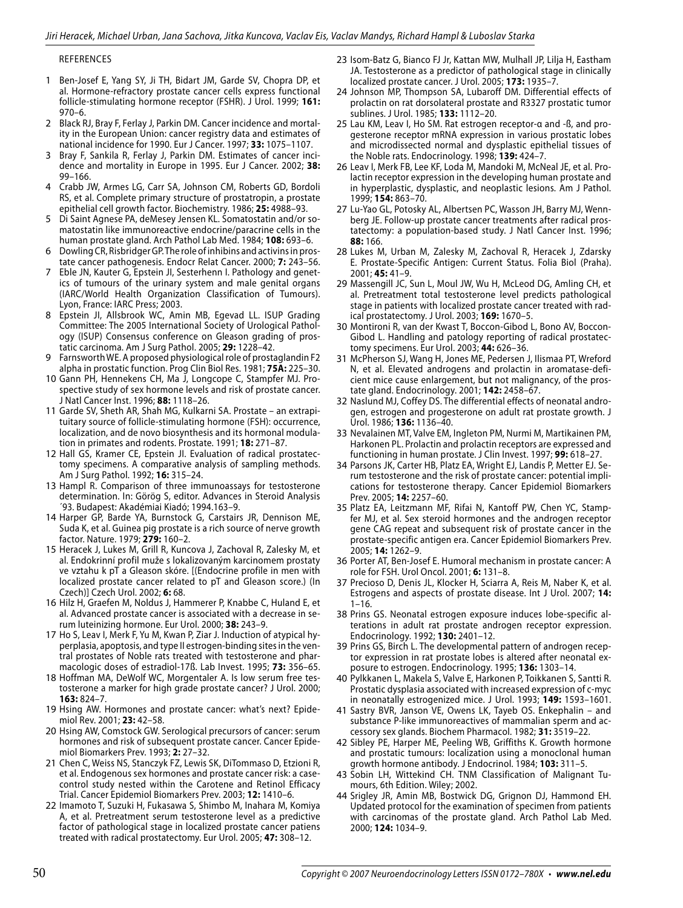REFERENCES

1 Ben-Josef E, Yang SY, Ji TH, Bidart JM, Garde SV, Chopra DP, et al. Hormone-refractory prostate cancer cells express functional follicle-stimulating hormone receptor (FSHR). J Urol. 1999; **161:** 970–6.
2 Black RJ, Bray F, Ferlay J, Parkin DM. Cancer incidence and mortality in the European Union: cancer registry data and estimates of national incidence for 1990. Eur J Cancer. 1997; **33:** 1075–1107.
3 Bray F, Sankila R, Ferlay J, Parkin DM. Estimates of cancer incidence and mortality in Europe in 1995. Eur J Cancer. 2002; **38:** 99–166.
4 Crabb JW, Armes LG, Carr SA, Johnson CM, Roberts GD, Bordoli RS, et al. Complete primary structure of prostatropin, a prostate epithelial cell growth factor. Biochemistry. 1986; **25:** 4988–93.
5 Di Saint Agnese PA, deMesey Jensen KL. Somatostatin and/or somatostatin like immunoreactive endocrine/paracrine cells in the human prostate gland. Arch Pathol Lab Med. 1984; **108:** 693–6.
6 Dowling CR, Risbridger GP. The role of inhibins and activins in prostate cancer pathogenesis. Endocr Relat Cancer. 2000; **7:** 243–56.
7 Eble JN, Kauter G, Epstein JI, Sesterhenn I. Pathology and genetics of tumours of the urinary system and male genital organs (IARC/World Health Organization Classification of Tumours). Lyon, France: IARC Press; 2003.
8 Epstein JI, Allsbrook WC, Amin MB, Egevad LL. ISUP Grading Committee: The 2005 International Society of Urological Pathology (ISUP) Consensus conference on Gleason grading of prostatic carcinoma. Am J Surg Pathol. 2005; **29:** 1228–42.
9 Farnsworth WE. A proposed physiological role of prostaglandin F2 alpha in prostatic function. Prog Clin Biol Res. 1981; **75A:** 225–30.
10 Gann PH, Hennekens CH, Ma J, Longcope C, Stampfer MJ. Prospective study of sex hormone levels and risk of prostate cancer. J Natl Cancer Inst. 1996; **88:** 1118–26.
11 Garde SV, Sheth AR, Shah MG, Kulkarni SA. Prostate – an extrapituitary source of follicle-stimulating hormone (FSH): occurrence, localization, and de novo biosynthesis and its hormonal modulation in primates and rodents. Prostate. 1991; **18:** 271–87.
12 Hall GS, Kramer CE, Epstein JI. Evaluation of radical prostatectomy specimens. A comparative analysis of sampling methods. Am J Surg Pathol. 1992; **16:** 315–24.
13 Hampl R. Comparison of three immunoassays for testosterone determination. In: Görög S, editor. Advances in Steroid Analysis ´93. Budapest: Akadémiai Kiadó; 1994.163–9.
14 Harper GP, Barde YA, Burnstock G, Carstairs JR, Dennison ME, Suda K, et al. Guinea pig prostate is a rich source of nerve growth factor. Nature. 1979; **279:** 160–2.
15 Heracek J, Lukes M, Grill R, Kuncova J, Zachoval R, Zalesky M, et al. Endokrinní profil muže s lokalizovaným karcinomem prostaty ve vztahu k pT a Gleason skóre. [(Endocrine profile in men with localized prostate cancer related to pT and Gleason score.) (In Czech)] Czech Urol. 2002; **6:** 68.
16 Hilz H, Graefen M, Noldus J, Hammerer P, Knabbe C, Huland E, et al. Advanced prostate cancer is associated with a decrease in serum luteinizing hormone. Eur Urol. 2000; **38:** 243–9.
17 Ho S, Leav I, Merk F, Yu M, Kwan P, Ziar J. Induction of atypical hyperplasia, apoptosis, and type II estrogen-binding sites in the ventral prostates of Noble rats treated with testosterone and pharmacologic doses of estradiol-17ß. Lab Invest. 1995; **73:** 356–65.
18 Hoffman MA, DeWolf WC, Morgentaler A. Is low serum free testosterone a marker for high grade prostate cancer? J Urol. 2000; **163:** 824–7.
19 Hsing AW. Hormones and prostate cancer: what's next? Epidemiol Rev. 2001; **23:** 42–58.
20 Hsing AW, Comstock GW. Serological precursors of cancer: serum hormones and risk of subsequent prostate cancer. Cancer Epidemiol Biomarkers Prev. 1993; **2:** 27–32.
21 Chen C, Weiss NS, Stanczyk FZ, Lewis SK, DiTommaso D, Etzioni R, et al. Endogenous sex hormones and prostate cancer risk: a case-control study nested within the Carotene and Retinol Efficacy Trial. Cancer Epidemiol Biomarkers Prev. 2003; **12:** 1410–6.
22 Imamoto T, Suzuki H, Fukasawa S, Shimbo M, Inahara M, Komiya A, et al. Pretreatment serum testosterone level as a predictive factor of pathological stage in localized prostate cancer patiens treated with radical prostatectomy. Eur Urol. 2005; **47:** 308–12.
23 Isom-Batz G, Bianco FJ Jr, Kattan MW, Mulhall JP, Lilja H, Eastham JA. Testosterone as a predictor of pathological stage in clinically localized prostate cancer. J Urol. 2005; **173:** 1935–7.
24 Johnson MP, Thompson SA, Lubaroff DM. Differential effects of prolactin on rat dorsolateral prostate and R3327 prostatic tumor sublines. J Urol. 1985; **133:** 1112–20.
25 Lau KM, Leav I, Ho SM. Rat estrogen receptor-α and -ß, and progesterone receptor mRNA expression in various prostatic lobes and microdissected normal and dysplastic epithelial tissues of the Noble rats. Endocrinology. 1998; **139:** 424–7.
26 Leav I, Merk FB, Lee KF, Loda M, Mandoki M, McNeal JE, et al. Prolactin receptor expression in the developing human prostate and in hyperplastic, dysplastic, and neoplastic lesions. Am J Pathol. 1999; **154:** 863–70.
27 Lu-Yao GL, Potosky AL, Albertsen PC, Wasson JH, Barry MJ, Wennberg JE. Follow-up prostate cancer treatments after radical prostatectomy: a population-based study. J Natl Cancer Inst. 1996; **88:** 166.
28 Lukes M, Urban M, Zalesky M, Zachoval R, Heracek J, Zdarsky E. Prostate-Specific Antigen: Current Status. Folia Biol (Praha). 2001; **45:** 41–9.
29 Massengill JC, Sun L, Moul JW, Wu H, McLeod DG, Amling CH, et al. Pretreatment total testosterone level predicts pathological stage in patients with localized prostate cancer treated with radical prostatectomy. J Urol. 2003; **169:** 1670–5.
30 Montironi R, van der Kwast T, Boccon-Gibod L, Bono AV, Boccon-Gibod L. Handling and patology reporting of radical prostatectomy specimens. Eur Urol. 2003; **44:** 626–36.
31 McPherson SJ, Wang H, Jones ME, Pedersen J, Ilismaa PT, Wreford N, et al. Elevated androgens and prolactin in aromatase-deficient mice cause enlargement, but not malignancy, of the prostate gland. Endocrinology. 2001; **142:** 2458–67.
32 Naslund MJ, Coffey DS. The differential effects of neonatal androgen, estrogen and progesterone on adult rat prostate growth. J Urol. 1986; **136:** 1136–40.
33 Nevalainen MT, Valve EM, Ingleton PM, Nurmi M, Martikainen PM, Harkonen PL. Prolactin and prolactin receptors are expressed and functioning in human prostate. J Clin Invest. 1997; **99:** 618–27.
34 Parsons JK, Carter HB, Platz EA, Wright EJ, Landis P, Metter EJ. Serum testosterone and the risk of prostate cancer: potential implications for testosterone therapy. Cancer Epidemiol Biomarkers Prev. 2005; **14:** 2257–60.
35 Platz EA, Leitzmann MF, Rifai N, Kantoff PW, Chen YC, Stampfer MJ, et al. Sex steroid hormones and the androgen receptor gene CAG repeat and subsequent risk of prostate cancer in the prostate-specific antigen era. Cancer Epidemiol Biomarkers Prev. 2005; **14:** 1262–9.
36 Porter AT, Ben-Josef E. Humoral mechanism in prostate cancer: A role for FSH. Urol Oncol. 2001; **6:** 131–8.
37 Precioso D, Denis JL, Klocker H, Sciarra A, Reis M, Naber K, et al. Estrogens and aspects of prostate disease. Int J Urol. 2007; **14:** 1–16.
38 Prins GS. Neonatal estrogen exposure induces lobe-specific alterations in adult rat prostate androgen receptor expression. Endocrinology. 1992; **130:** 2401–12.
39 Prins GS, Birch L. The developmental pattern of androgen receptor expression in rat prostate lobes is altered after neonatal exposure to estrogen. Endocrinology. 1995; **136:** 1303–14.
40 Pylkkanen L, Makela S, Valve E, Harkonen P, Toikkanen S, Santti R. Prostatic dysplasia associated with increased expression of c-myc in neonatally estrogenized mice. J Urol. 1993; **149:** 1593–1601.
41 Sastry BVR, Janson VE, Owens LK, Tayeb OS. Enkephalin – and substance P-like immunoreactives of mammalian sperm and accessory sex glands. Biochem Pharmacol. 1982; **31:** 3519–22.
42 Sibley PE, Harper ME, Peeling WB, Griffiths K. Growth hormone and prostatic tumours: localization using a monoclonal human growth hormone antibody. J Endocrinol. 1984; **103:** 311–5.
43 Sobin LH, Wittekind CH. TNM Classification of Malignant Tumours, 6th Edition. Wiley; 2002.
44 Srigley JR, Amin MB, Bostwick DG, Grignon DJ, Hammond EH. Updated protocol for the examination of specimen from patients with carcinomas of the prostate gland. Arch Pathol Lab Med. 2000; **124:** 1034–9.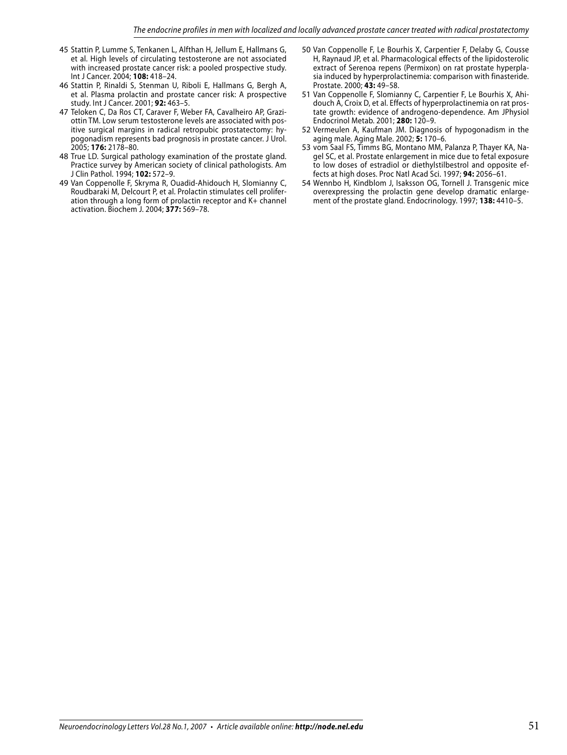45 Stattin P, Lumme S, Tenkanen L, Alfthan H, Jellum E, Hallmans G, et al. High levels of circulating testosterone are not associated with increased prostate cancer risk: a pooled prospective study. Int J Cancer. 2004; **108:** 418–24.

46 Stattin P, Rinaldi S, Stenman U, Riboli E, Hallmans G, Bergh A, et al. Plasma prolactin and prostate cancer risk: A prospective study. Int J Cancer. 2001; **92:** 463–5.

47 Teloken C, Da Ros CT, Caraver F, Weber FA, Cavalheiro AP, Graziottin TM. Low serum testosterone levels are associated with positive surgical margins in radical retropubic prostatectomy: hypogonadism represents bad prognosis in prostate cancer. J Urol. 2005; **176:** 2178–80.

48 True LD. Surgical pathology examination of the prostate gland. Practice survey by American society of clinical pathologists. Am J Clin Pathol. 1994; **102:** 572–9.

49 Van Coppenolle F, Skryma R, Ouadid-Ahidouch H, Slomianny C, Roudbaraki M, Delcourt P, et al. Prolactin stimulates cell proliferation through a long form of prolactin receptor and K+ channel activation. Biochem J. 2004; **377:** 569–78.

50 Van Coppenolle F, Le Bourhis X, Carpentier F, Delaby G, Cousse H, Raynaud JP, et al. Pharmacological effects of the lipidosterolic extract of Serenoa repens (Permixon) on rat prostate hyperplasia induced by hyperprolactinemia: comparison with finasteride. Prostate. 2000; **43:** 49–58.

51 Van Coppenolle F, Slomianny C, Carpentier F, Le Bourhis X, Ahidouch A, Croix D, et al. Effects of hyperprolactinemia on rat prostate growth: evidence of androgeno-dependence. Am JPhysiol Endocrinol Metab. 2001; **280:** 120–9.

52 Vermeulen A, Kaufman JM. Diagnosis of hypogonadism in the aging male. Aging Male. 2002; **5:** 170–6.

53 vom Saal FS, Timms BG, Montano MM, Palanza P, Thayer KA, Nagel SC, et al. Prostate enlargement in mice due to fetal exposure to low doses of estradiol or diethylstilbestrol and opposite effects at high doses. Proc Natl Acad Sci. 1997; **94:** 2056–61.

54 Wennbo H, Kindblom J, Isaksson OG, Tornell J. Transgenic mice overexpressing the prolactin gene develop dramatic enlargement of the prostate gland. Endocrinology. 1997; **138:** 4410–5.